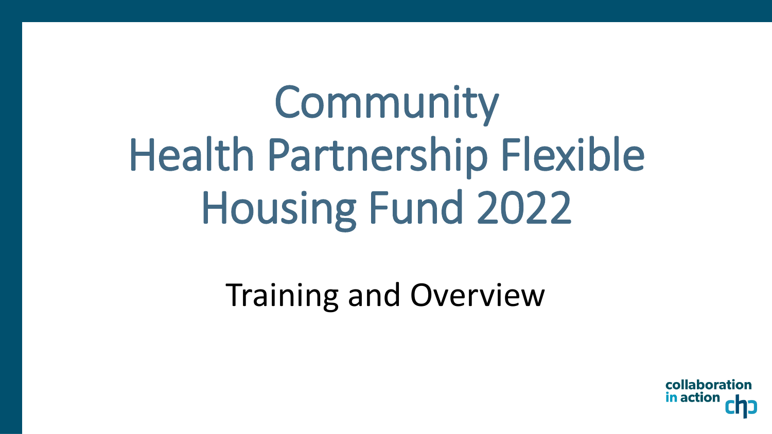# Community Health Partnership Flexible Housing Fund 2022

## Training and Overview

collaboration in action chp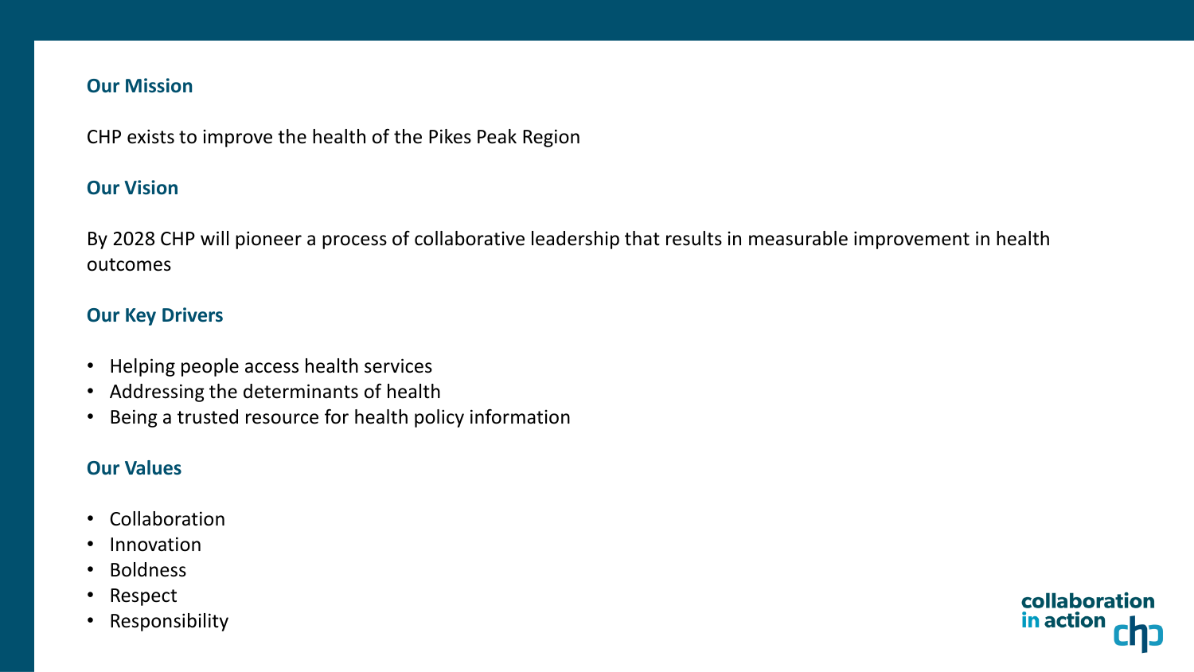## Our Mission

CHP exists to improve the health of the Pikes Peak Region

## Our Vision

By 2028 CHP will pioneer a process of collaborative leadership that results in measurable improvement in health outcomes

## Our Key Drivers

- Helping people access health services
- Addressing the determinants of health
- Being a trusted resource for health policy information

## Our Values

- Collaboration
- Innovation
- Boldness
- Respect
- Responsibility

collaboration in action chp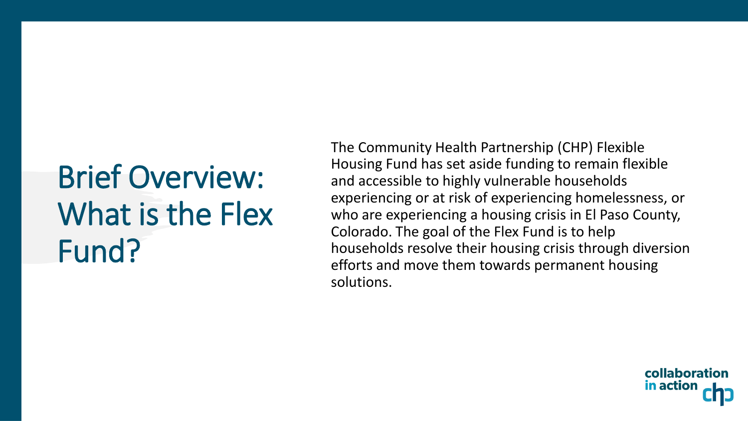# Brief Overview: What is the Flex Fund?

The Community Health Partnership (CHP) Flexible Housing Fund has set aside funding to remain flexible and accessible to highly vulnerable households experiencing or at risk of experiencing homelessness, or who are experiencing a housing crisis in El Paso County, Colorado. The goal of the Flex Fund is to help households resolve their housing crisis through diversion efforts and move them towards permanent housing solutions.

collaboration in action chp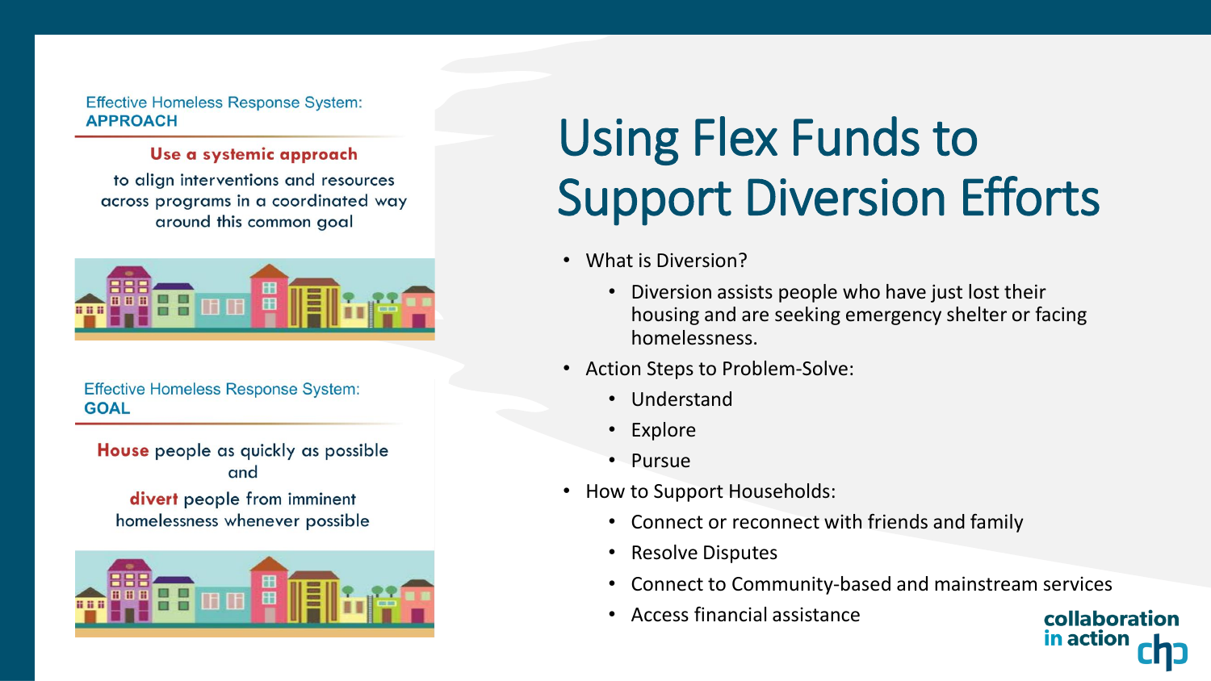Effective Homeless Response System:
**APPROACH**

**Use a systemic approach** to align interventions and resources across programs in a coordinated way around this common goal

Effective Homeless Response System:
**GOAL**

**House** people as quickly as possible and **divert** people from imminent homelessness whenever possible

# Using Flex Funds to Support Diversion Efforts

- What is Diversion?
  - Diversion assists people who have just lost their housing and are seeking emergency shelter or facing homelessness.
- Action Steps to Problem-Solve:
  - Understand
  - Explore
  - Pursue
- How to Support Households:
  - Connect or reconnect with friends and family
  - Resolve Disputes
  - Connect to Community-based and mainstream services
  - Access financial assistance

collaboration in action chp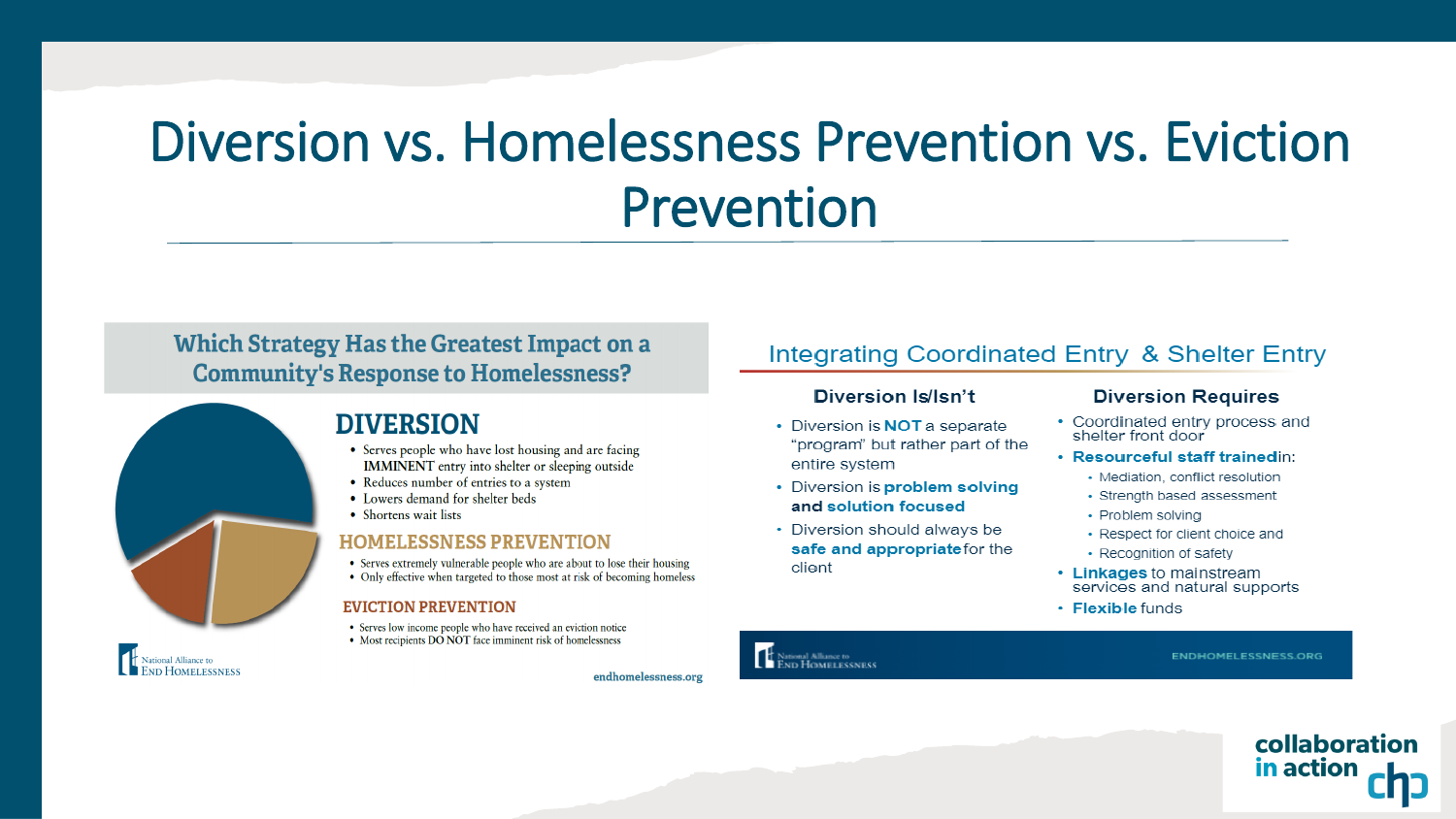# Diversion vs. Homelessness Prevention vs. Eviction Prevention

## Which Strategy Has the Greatest Impact on a Community's Response to Homelessness?

### DIVERSION

- Serves people who have lost housing and are facing **IMMINENT** entry into shelter or sleeping outside
- Reduces number of entries to a system
- Lowers demand for shelter beds
- Shortens wait lists

### HOMELESSNESS PREVENTION

- Serves extremely vulnerable people who are about to lose their housing
- Only effective when targeted to those most at risk of becoming homeless

### EVICTION PREVENTION

- Serves low income people who have received an eviction notice
- Most recipients DO NOT face imminent risk of homelessness

National Alliance to End Homelessness

endhomelessness.org

## Integrating Coordinated Entry & Shelter Entry

### Diversion Is/Isn't

- Diversion is **NOT** a separate "program" but rather part of the entire system
- Diversion is **problem solving and solution focused**
- Diversion should always be **safe and appropriate** for the client

### Diversion Requires

- Coordinated entry process and shelter front door
- **Resourceful staff trained in:**
  - Mediation, conflict resolution
  - Strength based assessment
  - Problem solving
  - Respect for client choice and
  - Recognition of safety
- **Linkages** to mainstream services and natural supports
- **Flexible** funds

National Alliance to End Homelessness

ENDHOMELESSNESS.ORG

collaboration in action chp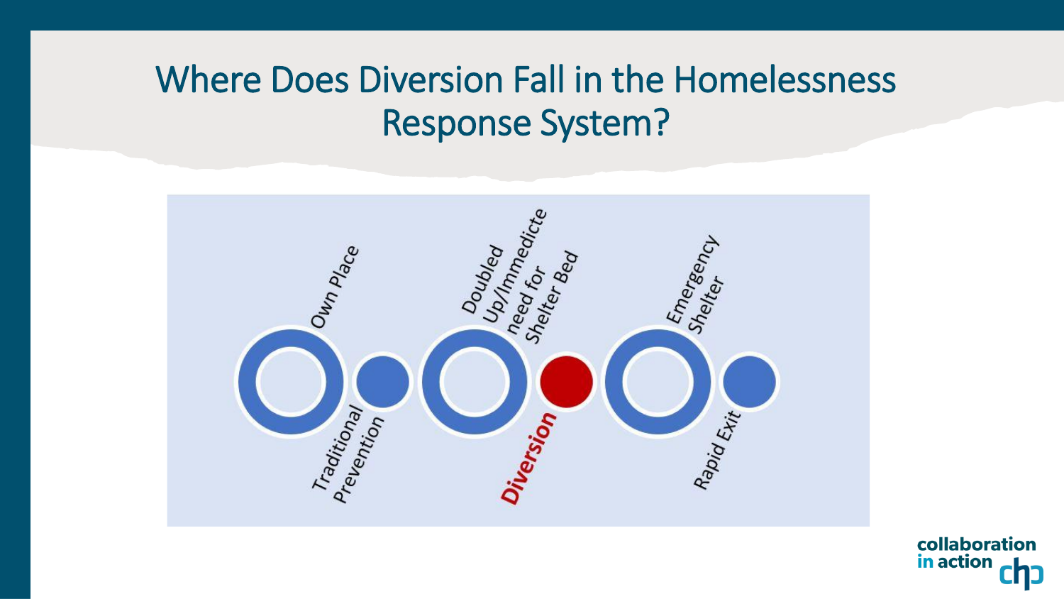# Where Does Diversion Fall in the Homelessness Response System?

Own Place

Traditional Prevention

Doubled Up/Immedicte need for Shelter Bed

**Diversion**

Emergency Shelter

Rapid Exit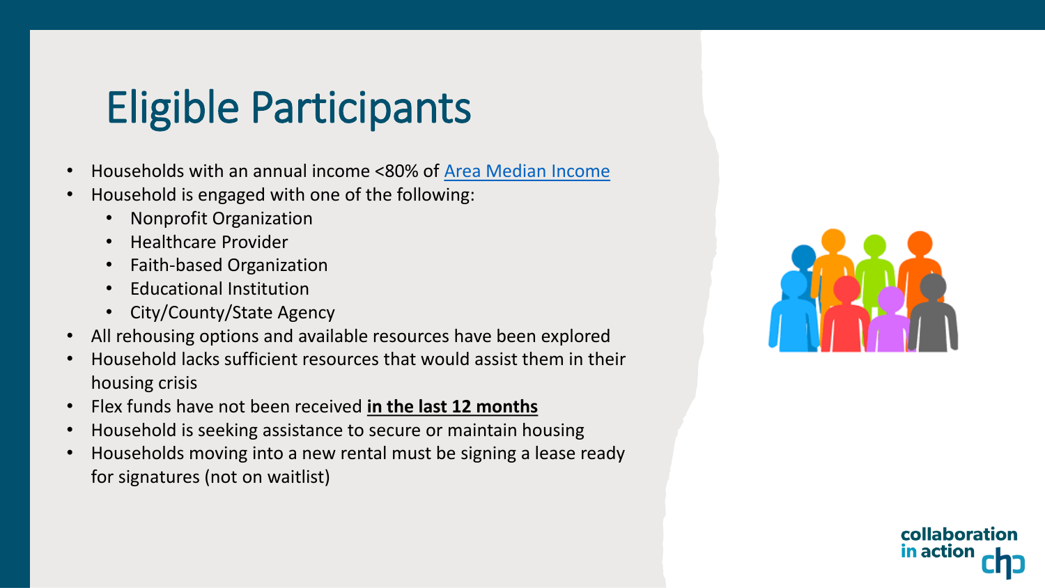# Eligible Participants

- Households with an annual income <80% of Area Median Income
- Household is engaged with one of the following:
  - Nonprofit Organization
  - Healthcare Provider
  - Faith-based Organization
  - Educational Institution
  - City/County/State Agency
- All rehousing options and available resources have been explored
- Household lacks sufficient resources that would assist them in their housing crisis
- Flex funds have not been received **in the last 12 months**
- Household is seeking assistance to secure or maintain housing
- Households moving into a new rental must be signing a lease ready for signatures (not on waitlist)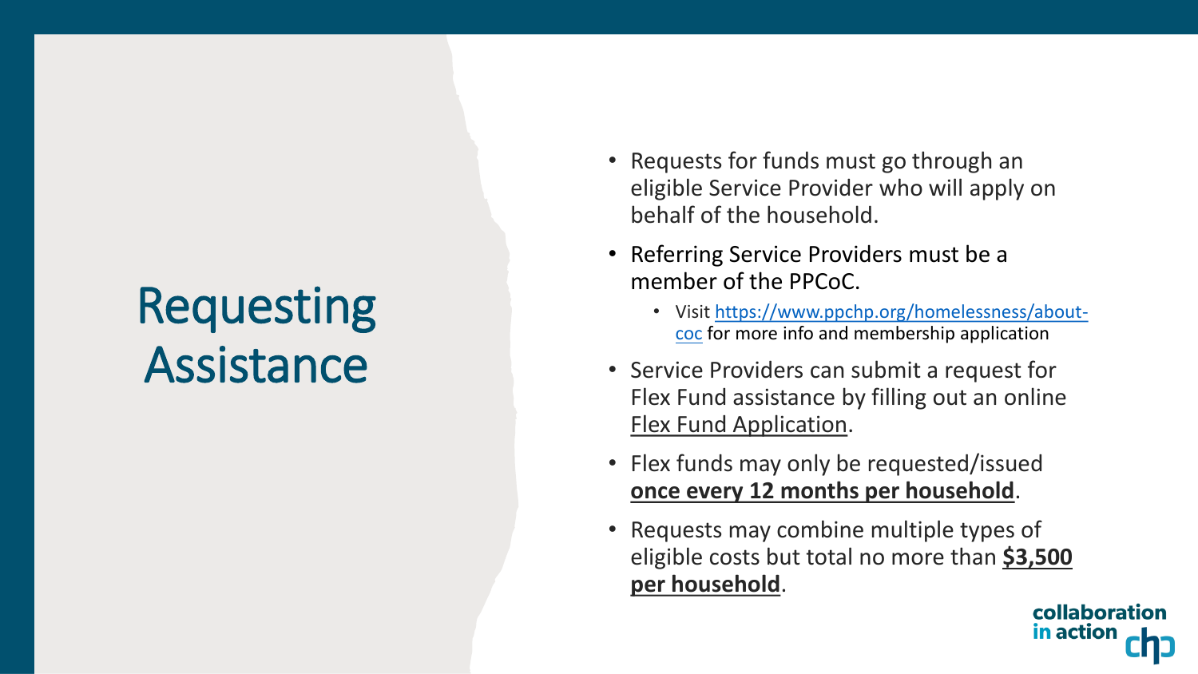# Requesting Assistance

- Requests for funds must go through an eligible Service Provider who will apply on behalf of the household.
- Referring Service Providers must be a member of the PPCoC.
  - Visit https://www.ppchp.org/homelessness/about-coc for more info and membership application
- Service Providers can submit a request for Flex Fund assistance by filling out an online Flex Fund Application.
- Flex funds may only be requested/issued **once every 12 months per household**.
- Requests may combine multiple types of eligible costs but total no more than **$3,500 per household**.

collaboration in action chp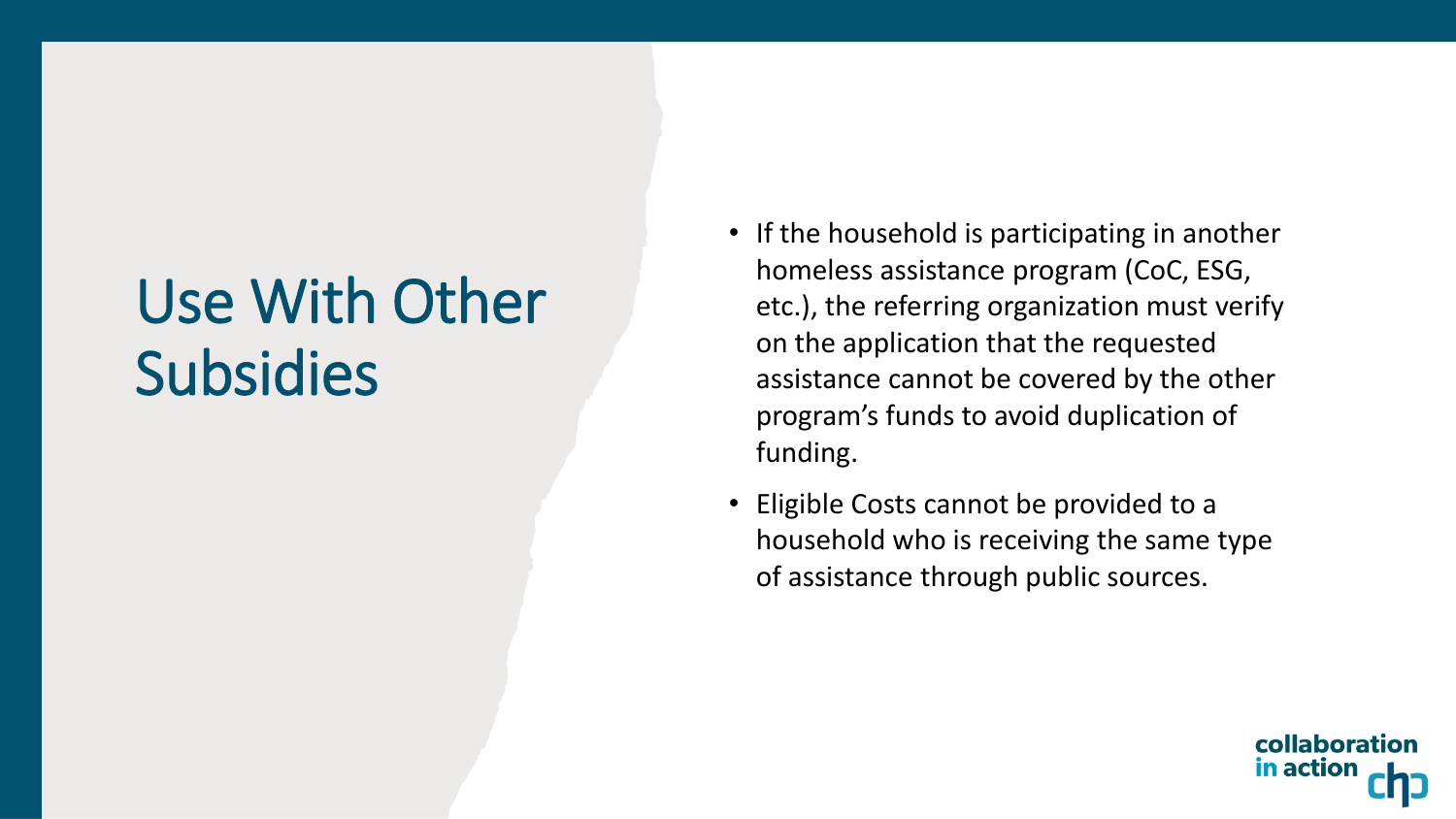# Use With Other Subsidies

- If the household is participating in another homeless assistance program (CoC, ESG, etc.), the referring organization must verify on the application that the requested assistance cannot be covered by the other program's funds to avoid duplication of funding.
- Eligible Costs cannot be provided to a household who is receiving the same type of assistance through public sources.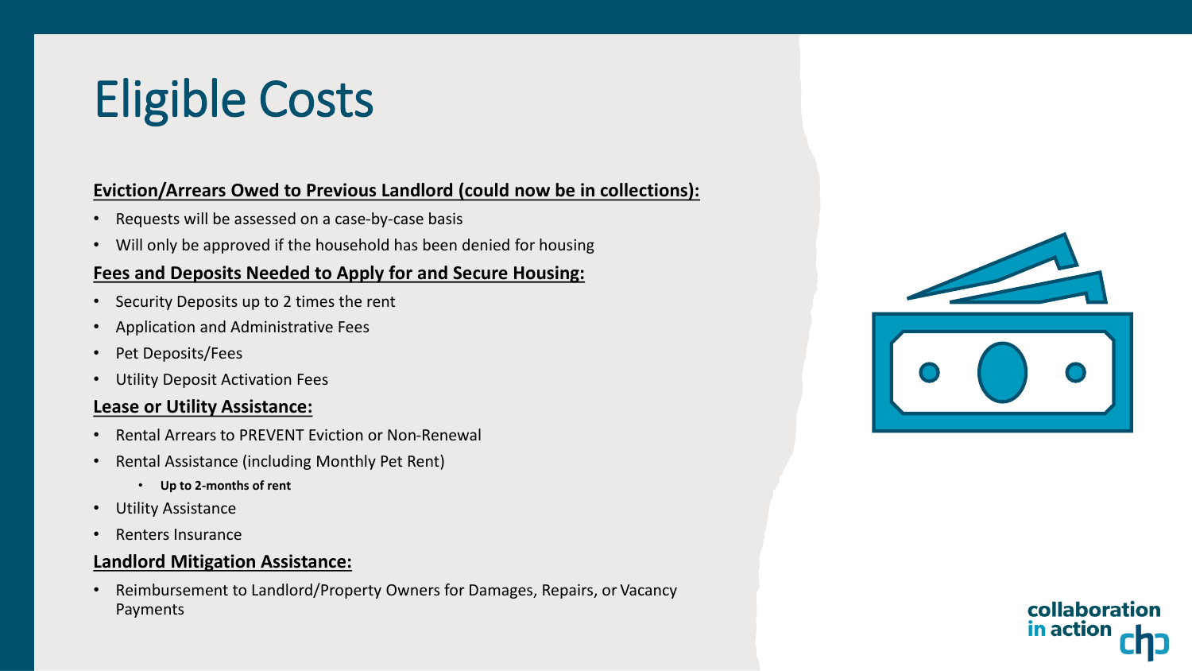# Eligible Costs

**Eviction/Arrears Owed to Previous Landlord (could now be in collections):**

- Requests will be assessed on a case-by-case basis
- Will only be approved if the household has been denied for housing

**Fees and Deposits Needed to Apply for and Secure Housing:**

- Security Deposits up to 2 times the rent
- Application and Administrative Fees
- Pet Deposits/Fees
- Utility Deposit Activation Fees

**Lease or Utility Assistance:**

- Rental Arrears to PREVENT Eviction or Non-Renewal
- Rental Assistance (including Monthly Pet Rent)
  - **Up to 2-months of rent**
- Utility Assistance
- Renters Insurance

**Landlord Mitigation Assistance:**

- Reimbursement to Landlord/Property Owners for Damages, Repairs, or Vacancy Payments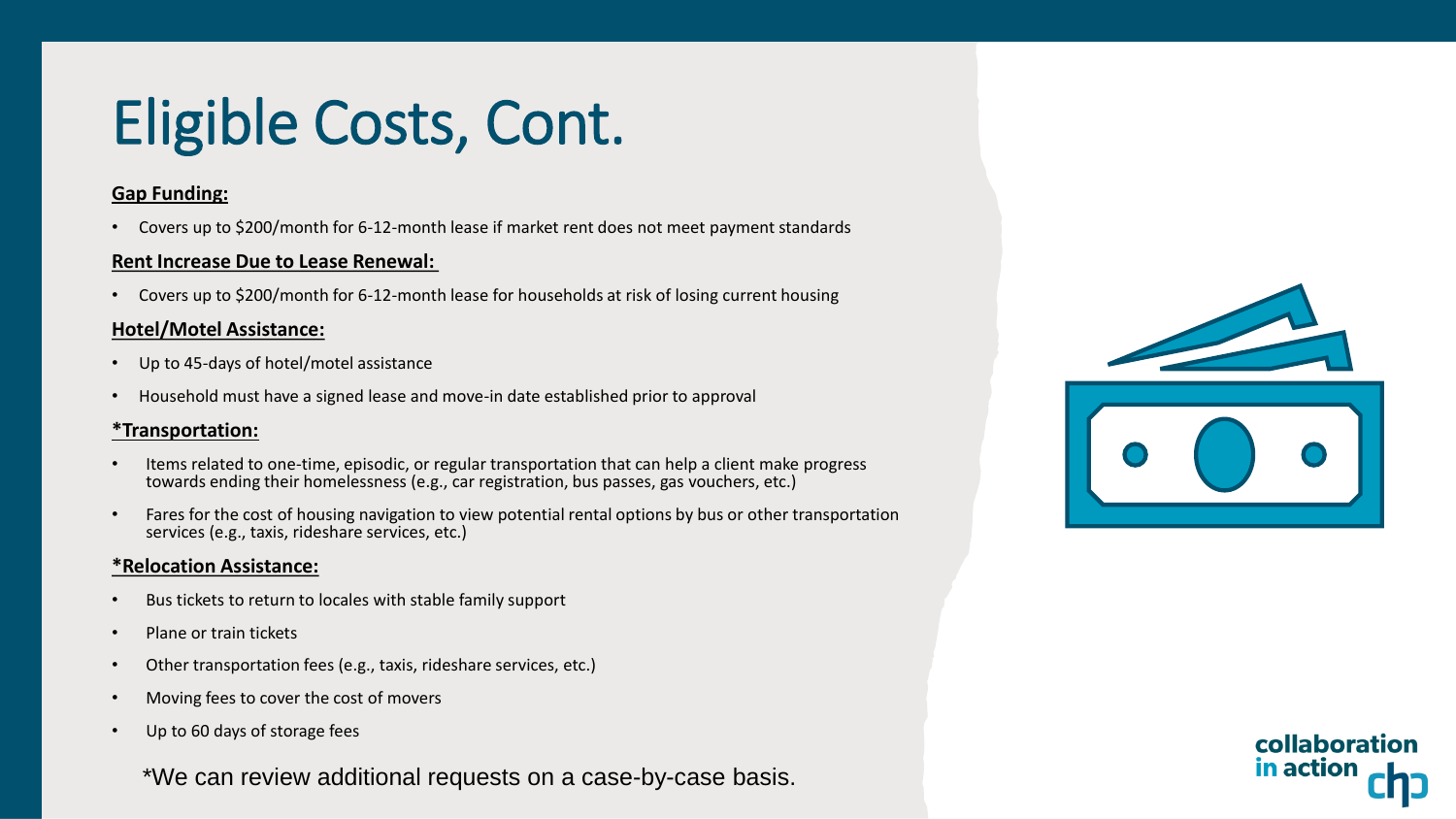# Eligible Costs, Cont.

**Gap Funding:**

- Covers up to $200/month for 6-12-month lease if market rent does not meet payment standards

**Rent Increase Due to Lease Renewal:**

- Covers up to $200/month for 6-12-month lease for households at risk of losing current housing

**Hotel/Motel Assistance:**

- Up to 45-days of hotel/motel assistance
- Household must have a signed lease and move-in date established prior to approval

**\*Transportation:**

- Items related to one-time, episodic, or regular transportation that can help a client make progress towards ending their homelessness (e.g., car registration, bus passes, gas vouchers, etc.)
- Fares for the cost of housing navigation to view potential rental options by bus or other transportation services (e.g., taxis, rideshare services, etc.)

**\*Relocation Assistance:**

- Bus tickets to return to locales with stable family support
- Plane or train tickets
- Other transportation fees (e.g., taxis, rideshare services, etc.)
- Moving fees to cover the cost of movers
- Up to 60 days of storage fees

\*We can review additional requests on a case-by-case basis.

collaboration in action chp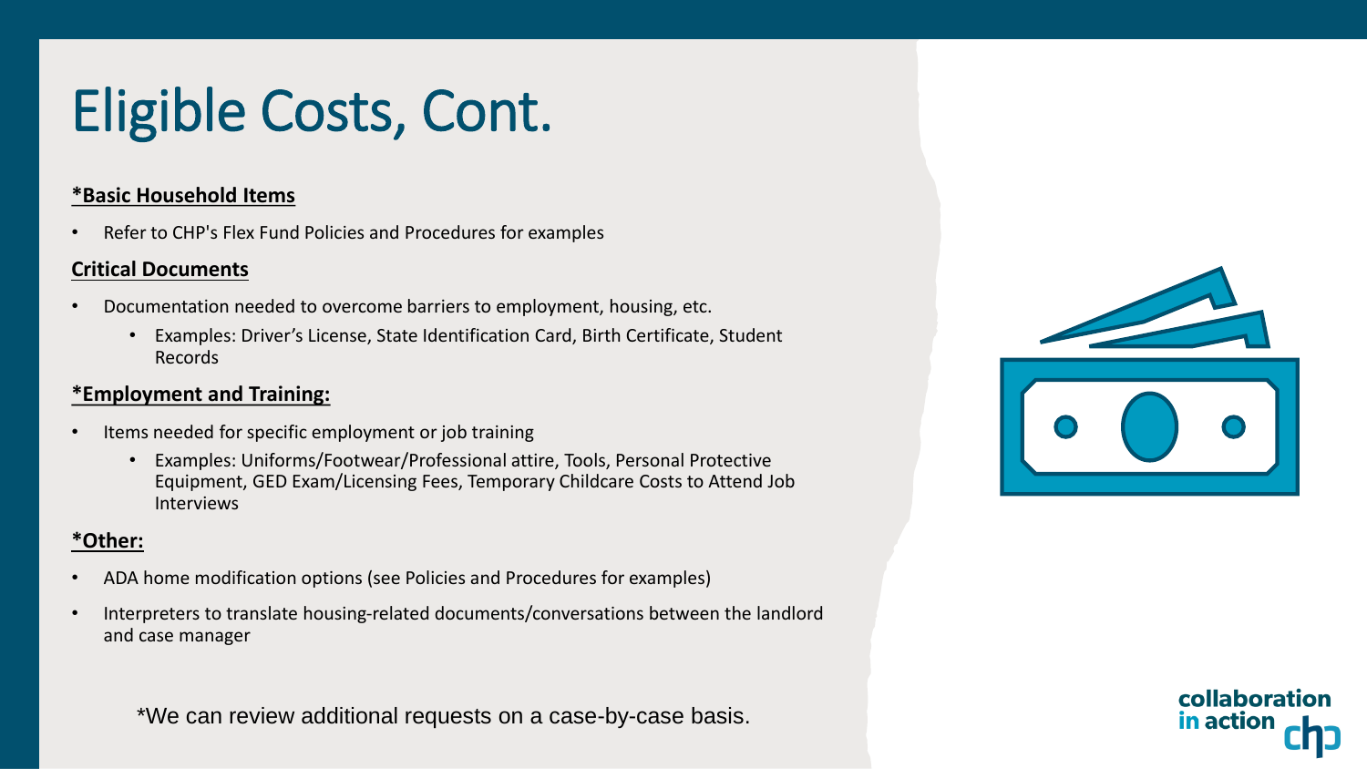# Eligible Costs, Cont.

**\*Basic Household Items**

- Refer to CHP's Flex Fund Policies and Procedures for examples

**Critical Documents**

- Documentation needed to overcome barriers to employment, housing, etc.
  - Examples: Driver's License, State Identification Card, Birth Certificate, Student Records

**\*Employment and Training:**

- Items needed for specific employment or job training
  - Examples: Uniforms/Footwear/Professional attire, Tools, Personal Protective Equipment, GED Exam/Licensing Fees, Temporary Childcare Costs to Attend Job Interviews

**\*Other:**

- ADA home modification options (see Policies and Procedures for examples)
- Interpreters to translate housing-related documents/conversations between the landlord and case manager

\*We can review additional requests on a case-by-case basis.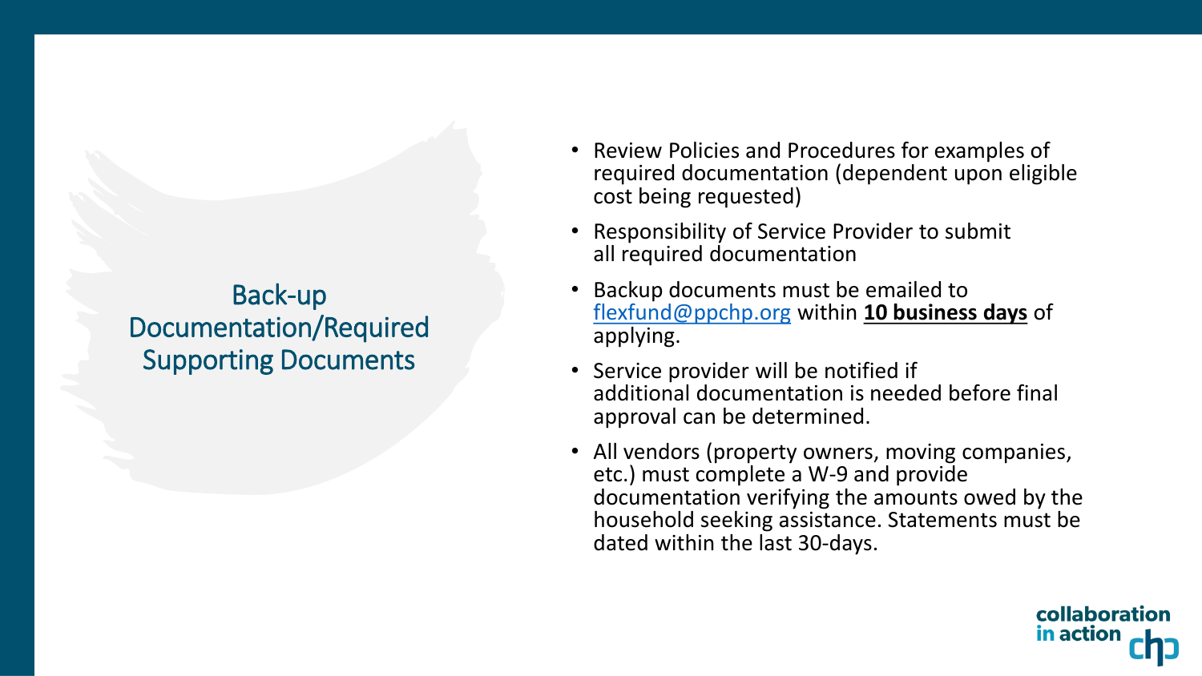# Back-up Documentation/Required Supporting Documents

- Review Policies and Procedures for examples of required documentation (dependent upon eligible cost being requested)
- Responsibility of Service Provider to submit all required documentation
- Backup documents must be emailed to flexfund@ppchp.org within **10 business days** of applying.
- Service provider will be notified if additional documentation is needed before final approval can be determined.
- All vendors (property owners, moving companies, etc.) must complete a W-9 and provide documentation verifying the amounts owed by the household seeking assistance. Statements must be dated within the last 30-days.

collaboration in action chp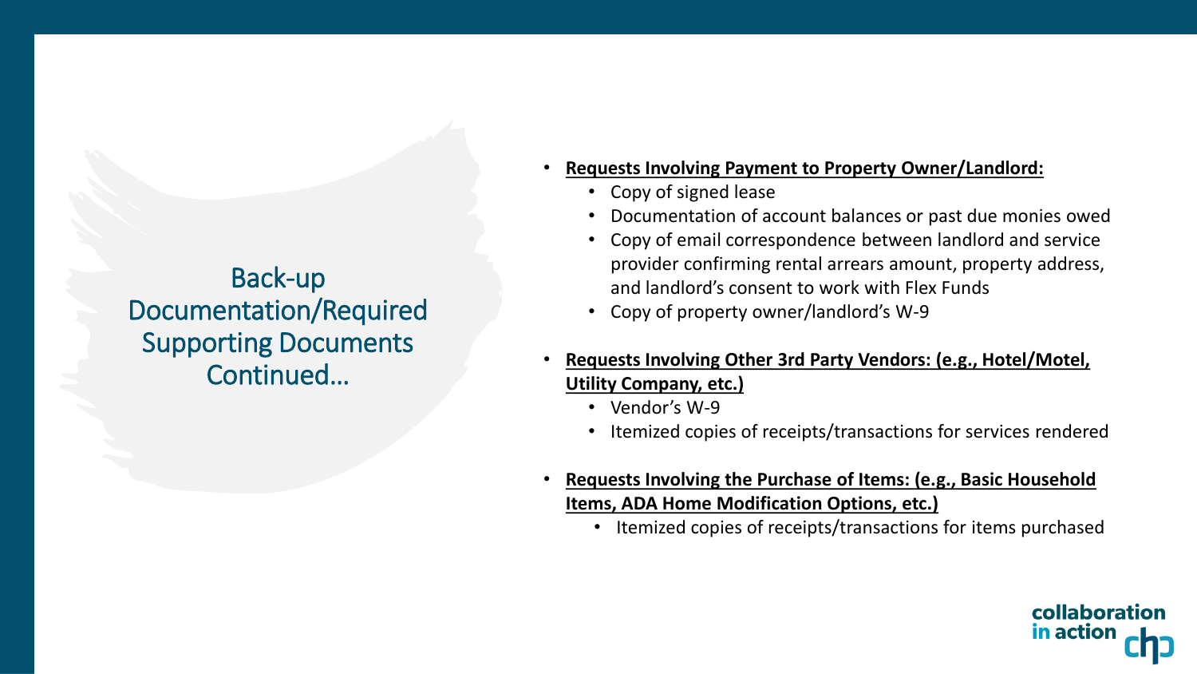# Back-up Documentation/Required Supporting Documents Continued…

- **Requests Involving Payment to Property Owner/Landlord:**
  - Copy of signed lease
  - Documentation of account balances or past due monies owed
  - Copy of email correspondence between landlord and service provider confirming rental arrears amount, property address, and landlord's consent to work with Flex Funds
  - Copy of property owner/landlord's W-9
- **Requests Involving Other 3rd Party Vendors: (e.g., Hotel/Motel, Utility Company, etc.)**
  - Vendor's W-9
  - Itemized copies of receipts/transactions for services rendered
- **Requests Involving the Purchase of Items: (e.g., Basic Household Items, ADA Home Modification Options, etc.)**
  - Itemized copies of receipts/transactions for items purchased

collaboration in action chp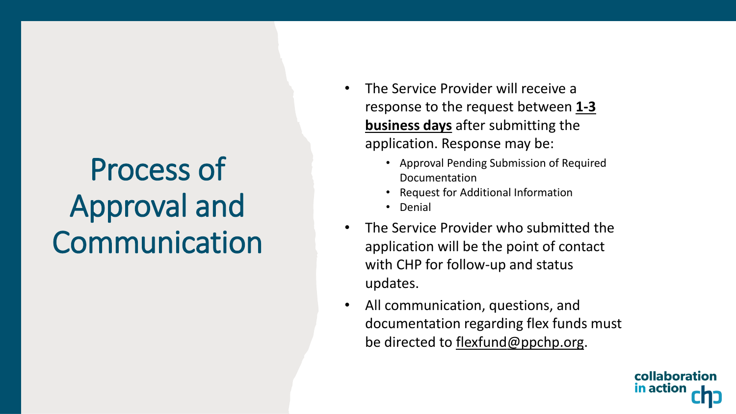# Process of Approval and Communication

- The Service Provider will receive a response to the request between **1-3 business days** after submitting the application. Response may be:
  - Approval Pending Submission of Required Documentation
  - Request for Additional Information
  - Denial
- The Service Provider who submitted the application will be the point of contact with CHP for follow-up and status updates.
- All communication, questions, and documentation regarding flex funds must be directed to flexfund@ppchp.org.

collaboration in action chp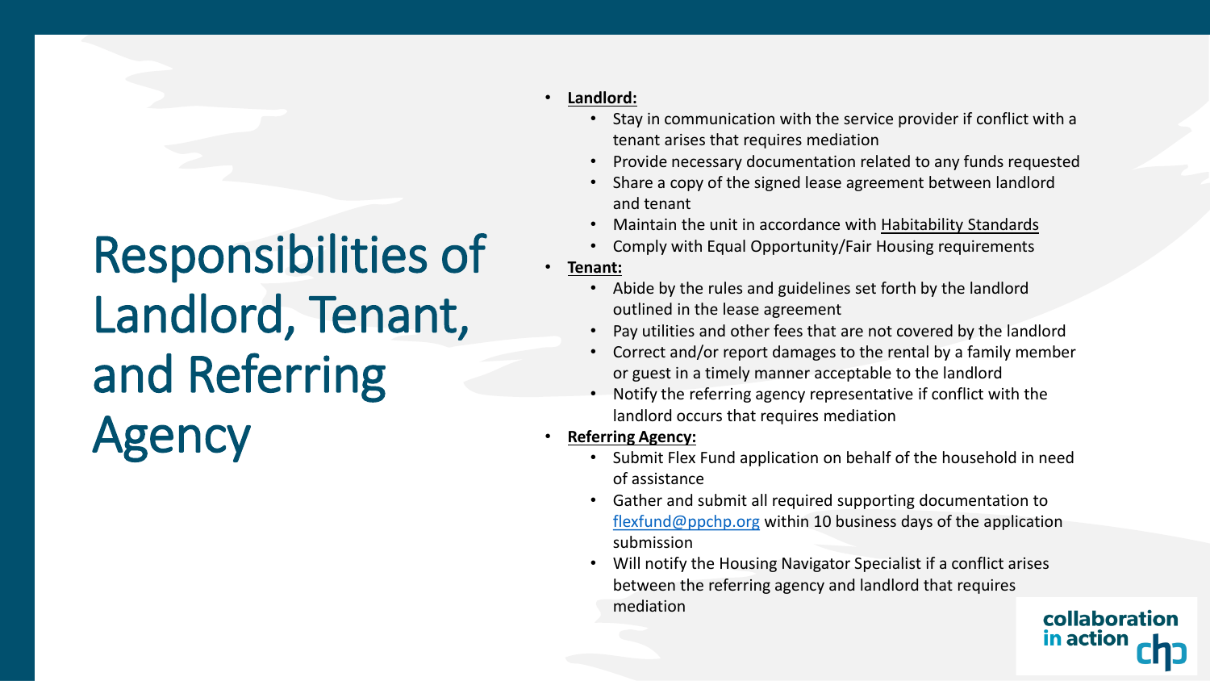# Responsibilities of Landlord, Tenant, and Referring Agency

- **Landlord:**
  - Stay in communication with the service provider if conflict with a tenant arises that requires mediation
  - Provide necessary documentation related to any funds requested
  - Share a copy of the signed lease agreement between landlord and tenant
  - Maintain the unit in accordance with Habitability Standards
  - Comply with Equal Opportunity/Fair Housing requirements
- **Tenant:**
  - Abide by the rules and guidelines set forth by the landlord outlined in the lease agreement
  - Pay utilities and other fees that are not covered by the landlord
  - Correct and/or report damages to the rental by a family member or guest in a timely manner acceptable to the landlord
  - Notify the referring agency representative if conflict with the landlord occurs that requires mediation
- **Referring Agency:**
  - Submit Flex Fund application on behalf of the household in need of assistance
  - Gather and submit all required supporting documentation to flexfund@ppchp.org within 10 business days of the application submission
  - Will notify the Housing Navigator Specialist if a conflict arises between the referring agency and landlord that requires mediation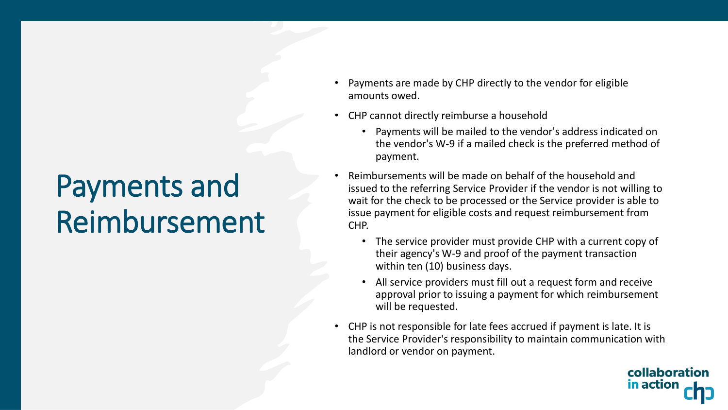# Payments and Reimbursement

- Payments are made by CHP directly to the vendor for eligible amounts owed.
- CHP cannot directly reimburse a household
  - Payments will be mailed to the vendor's address indicated on the vendor's W-9 if a mailed check is the preferred method of payment.
- Reimbursements will be made on behalf of the household and issued to the referring Service Provider if the vendor is not willing to wait for the check to be processed or the Service provider is able to issue payment for eligible costs and request reimbursement from CHP.
  - The service provider must provide CHP with a current copy of their agency's W-9 and proof of the payment transaction within ten (10) business days.
  - All service providers must fill out a request form and receive approval prior to issuing a payment for which reimbursement will be requested.
- CHP is not responsible for late fees accrued if payment is late. It is the Service Provider's responsibility to maintain communication with landlord or vendor on payment.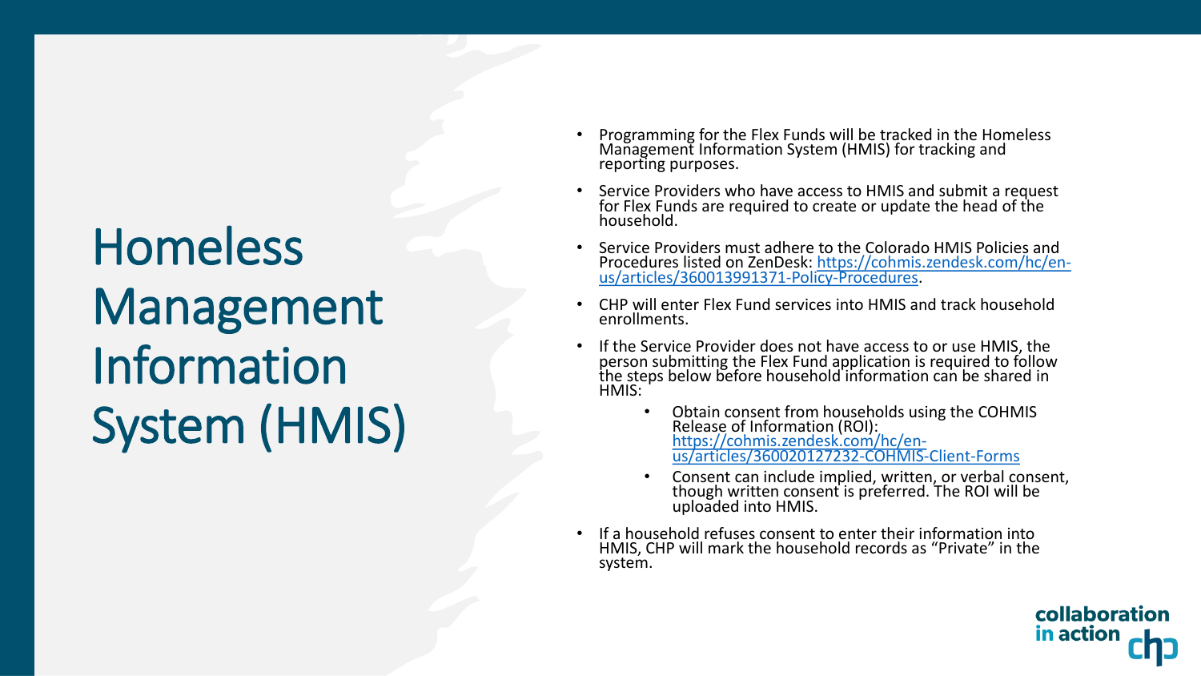# Homeless Management Information System (HMIS)

- Programming for the Flex Funds will be tracked in the Homeless Management Information System (HMIS) for tracking and reporting purposes.
- Service Providers who have access to HMIS and submit a request for Flex Funds are required to create or update the head of the household.
- Service Providers must adhere to the Colorado HMIS Policies and Procedures listed on ZenDesk: [https://cohmis.zendesk.com/hc/en-us/articles/360013991371-Policy-Procedures](https://cohmis.zendesk.com/hc/en-us/articles/360013991371-Policy-Procedures).
- CHP will enter Flex Fund services into HMIS and track household enrollments.
- If the Service Provider does not have access to or use HMIS, the person submitting the Flex Fund application is required to follow the steps below before household information can be shared in HMIS:
  - Obtain consent from households using the COHMIS Release of Information (ROI): [https://cohmis.zendesk.com/hc/en-us/articles/360020127232-COHMIS-Client-Forms](https://cohmis.zendesk.com/hc/en-us/articles/360020127232-COHMIS-Client-Forms)
  - Consent can include implied, written, or verbal consent, though written consent is preferred. The ROI will be uploaded into HMIS.
- If a household refuses consent to enter their information into HMIS, CHP will mark the household records as "Private" in the system.

collaboration in action chp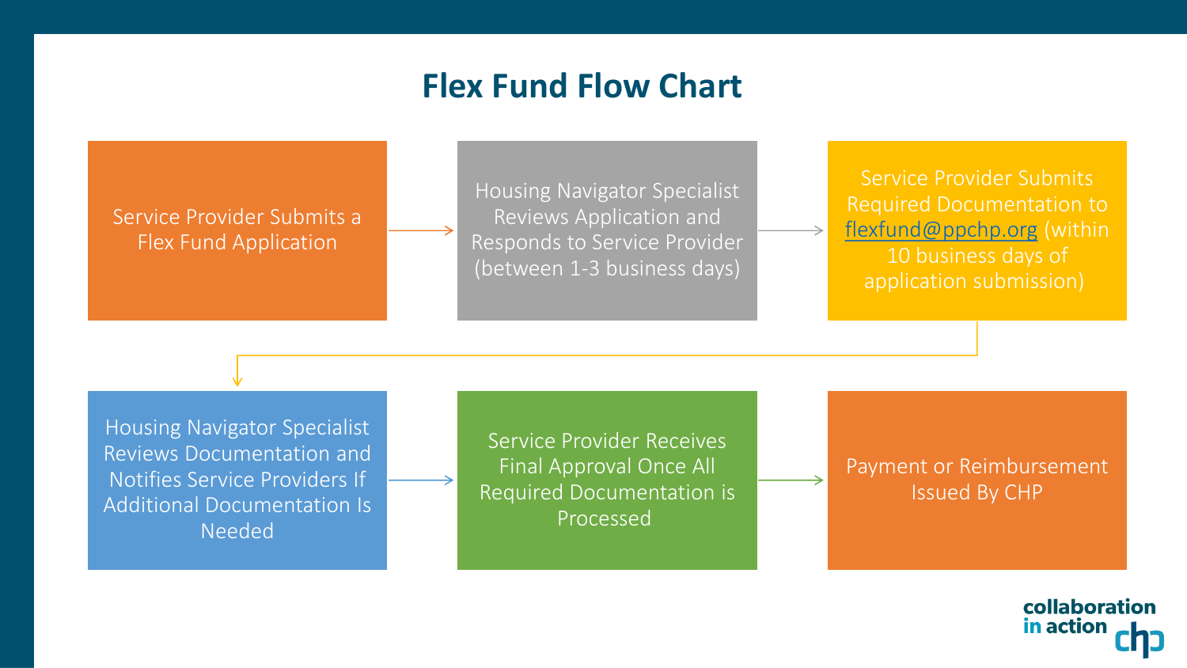# Flex Fund Flow Chart

1. Service Provider Submits a Flex Fund Application
2. Housing Navigator Specialist Reviews Application and Responds to Service Provider (between 1-3 business days)
3. Service Provider Submits Required Documentation to flexfund@ppchp.org (within 10 business days of application submission)
4. Housing Navigator Specialist Reviews Documentation and Notifies Service Providers If Additional Documentation Is Needed
5. Service Provider Receives Final Approval Once All Required Documentation is Processed
6. Payment or Reimbursement Issued By CHP

collaboration in action chp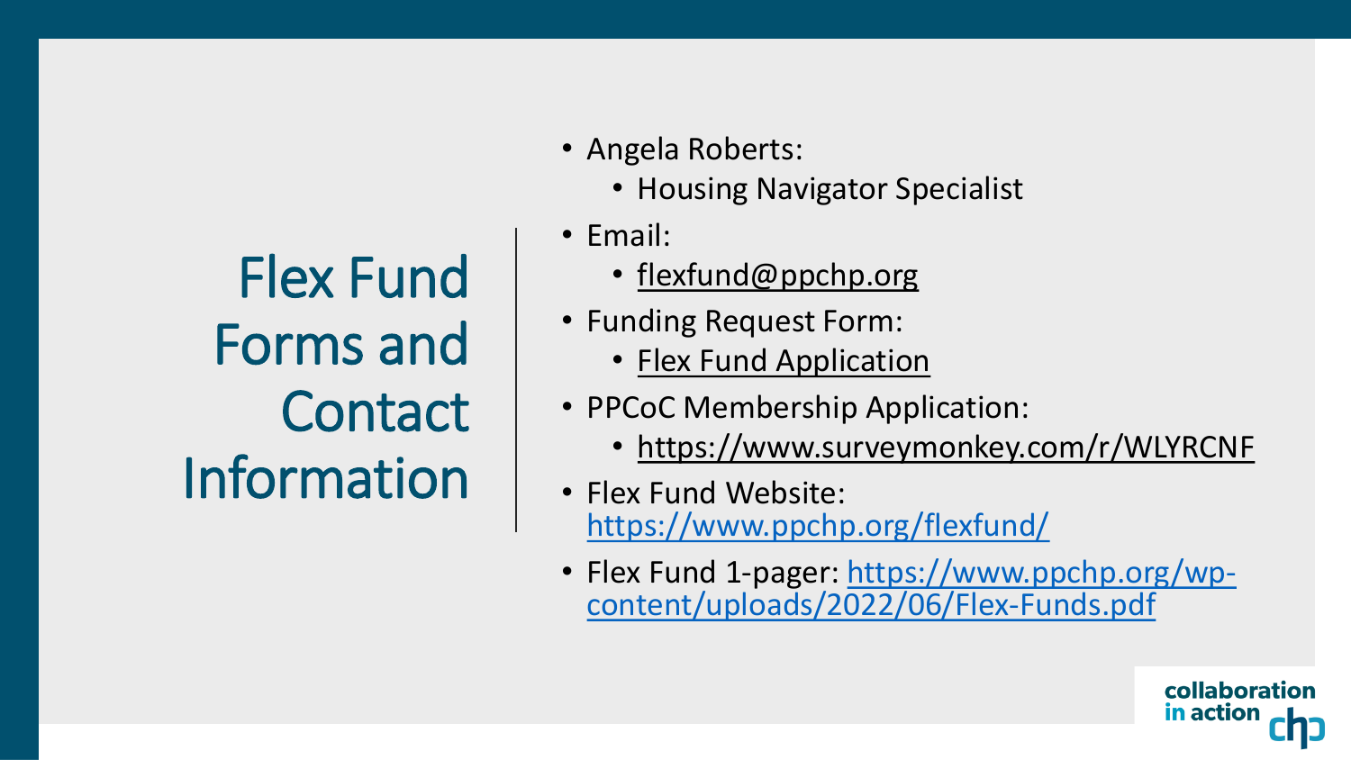# Flex Fund Forms and Contact Information

- Angela Roberts:
  - Housing Navigator Specialist
- Email:
  - flexfund@ppchp.org
- Funding Request Form:
  - Flex Fund Application
- PPCoC Membership Application:
  - https://www.surveymonkey.com/r/WLYRCNF
- Flex Fund Website: https://www.ppchp.org/flexfund/
- Flex Fund 1-pager: https://www.ppchp.org/wp-content/uploads/2022/06/Flex-Funds.pdf

collaboration in action chp